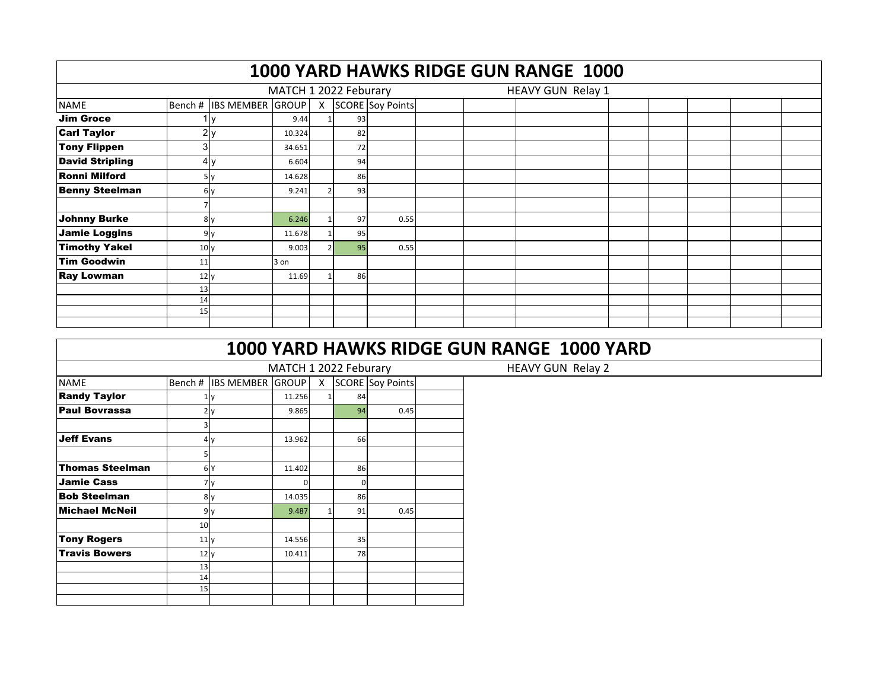# 1000 YARD HAWKS RIDGE GUN RANGE 1000

MATCH 1 2022 Feburary — HEAVY GUN Relay 1

| NAME | Bench # | IBS MEMBER | GROUP | X | SCORE | Soy Points |
|---|---|---|---|---|---|---|
| **Jim Groce** | 1 | y | 9.44 | 1 | 93 | |
| **Carl Taylor** | 2 | y | 10.324 | | 82 | |
| **Tony Flippen** | 3 | | 34.651 | | 72 | |
| **David Stripling** | 4 | y | 6.604 | | 94 | |
| **Ronni Milford** | 5 | y | 14.628 | | 86 | |
| **Benny Steelman** | 6 | y | 9.241 | 2 | 93 | |
| | 7 | | | | | |
| **Johnny Burke** | 8 | y | 6.246 | 1 | 97 | 0.55 |
| **Jamie Loggins** | 9 | y | 11.678 | 1 | 95 | |
| **Timothy Yakel** | 10 | y | 9.003 | 2 | 95 | 0.55 |
| **Tim Goodwin** | 11 | | 3 on | | | |
| **Ray Lowman** | 12 | y | 11.69 | 1 | 86 | |
| | 13 | | | | | |
| | 14 | | | | | |
| | 15 | | | | | |

# 1000 YARD HAWKS RIDGE GUN RANGE 1000 YARD

MATCH 1 2022 Feburary — HEAVY GUN Relay 2

| NAME | Bench # | IBS MEMBER | GROUP | X | SCORE | Soy Points |
|---|---|---|---|---|---|---|
| **Randy Taylor** | 1 | y | 11.256 | 1 | 84 | |
| **Paul Bovrassa** | 2 | y | 9.865 | | 94 | 0.45 |
| | 3 | | | | | |
| **Jeff Evans** | 4 | y | 13.962 | | 66 | |
| | 5 | | | | | |
| **Thomas Steelman** | 6 | Y | 11.402 | | 86 | |
| **Jamie Cass** | 7 | y | 0 | | 0 | |
| **Bob Steelman** | 8 | y | 14.035 | | 86 | |
| **Michael McNeil** | 9 | y | 9.487 | 1 | 91 | 0.45 |
| | 10 | | | | | |
| **Tony Rogers** | 11 | y | 14.556 | | 35 | |
| **Travis Bowers** | 12 | y | 10.411 | | 78 | |
| | 13 | | | | | |
| | 14 | | | | | |
| | 15 | | | | | |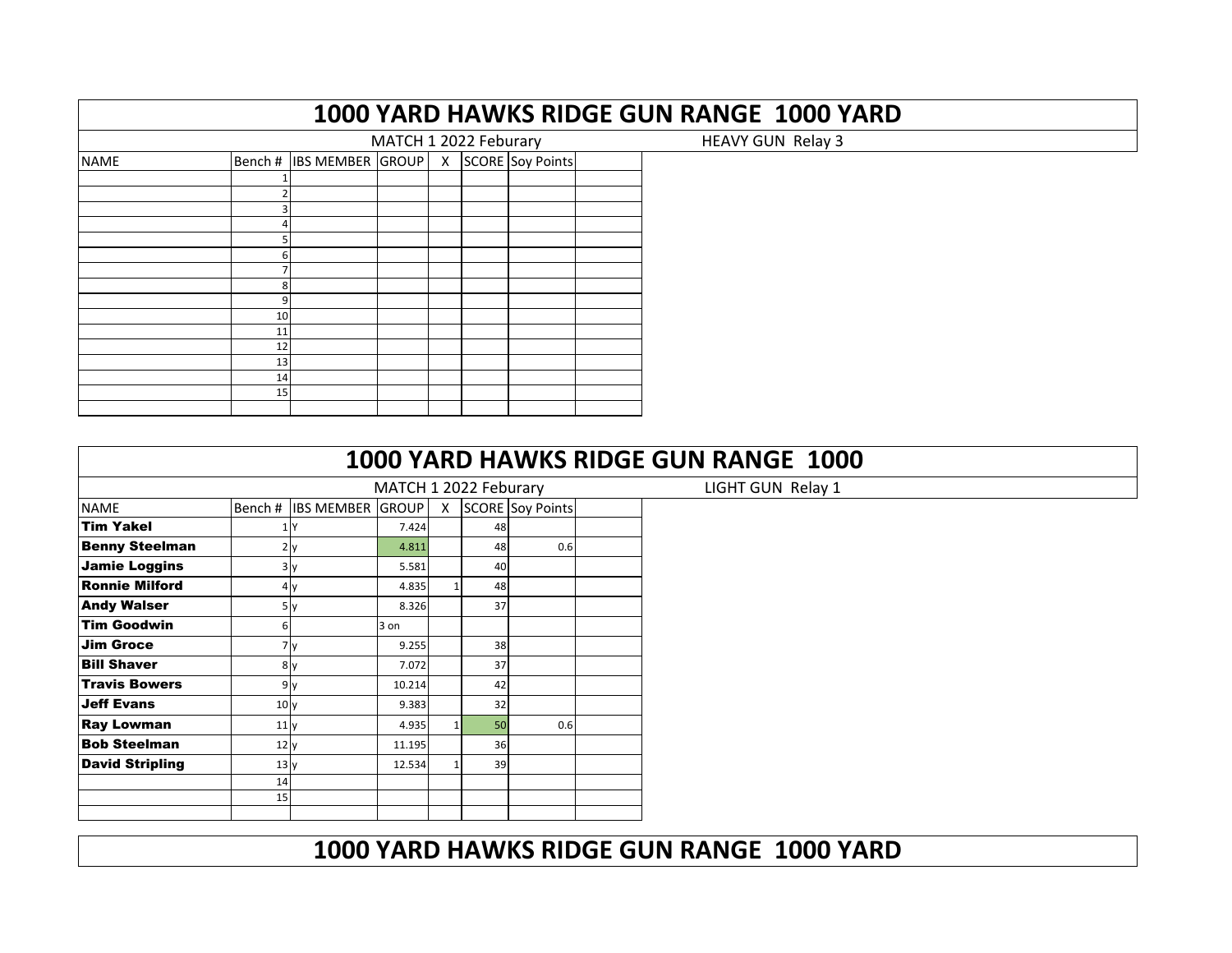# 1000 YARD HAWKS RIDGE GUN RANGE 1000 YARD

MATCH 1 2022 Feburary HEAVY GUN Relay 3

| NAME | Bench # | IBS MEMBER | GROUP | X | SCORE | Soy Points | |
|---|---|---|---|---|---|---|---|
| | 1 | | | | | | |
| | 2 | | | | | | |
| | 3 | | | | | | |
| | 4 | | | | | | |
| | 5 | | | | | | |
| | 6 | | | | | | |
| | 7 | | | | | | |
| | 8 | | | | | | |
| | 9 | | | | | | |
| | 10 | | | | | | |
| | 11 | | | | | | |
| | 12 | | | | | | |
| | 13 | | | | | | |
| | 14 | | | | | | |
| | 15 | | | | | | |
| | | | | | | | |

# 1000 YARD HAWKS RIDGE GUN RANGE 1000

MATCH 1 2022 Feburary LIGHT GUN Relay 1

| NAME | Bench # | IBS MEMBER | GROUP | X | SCORE | Soy Points | |
|---|---|---|---|---|---|---|---|
| **Tim Yakel** | 1 | Y | 7.424 | | 48 | | |
| **Benny Steelman** | 2 | y | 4.811 | | 48 | 0.6 | |
| **Jamie Loggins** | 3 | y | 5.581 | | 40 | | |
| **Ronnie Milford** | 4 | y | 4.835 | 1 | 48 | | |
| **Andy Walser** | 5 | y | 8.326 | | 37 | | |
| **Tim Goodwin** | 6 | | 3 on | | | | |
| **Jim Groce** | 7 | y | 9.255 | | 38 | | |
| **Bill Shaver** | 8 | y | 7.072 | | 37 | | |
| **Travis Bowers** | 9 | y | 10.214 | | 42 | | |
| **Jeff Evans** | 10 | y | 9.383 | | 32 | | |
| **Ray Lowman** | 11 | y | 4.935 | 1 | 50 | 0.6 | |
| **Bob Steelman** | 12 | y | 11.195 | | 36 | | |
| **David Stripling** | 13 | y | 12.534 | 1 | 39 | | |
| | 14 | | | | | | |
| | 15 | | | | | | |
| | | | | | | | |

# 1000 YARD HAWKS RIDGE GUN RANGE 1000 YARD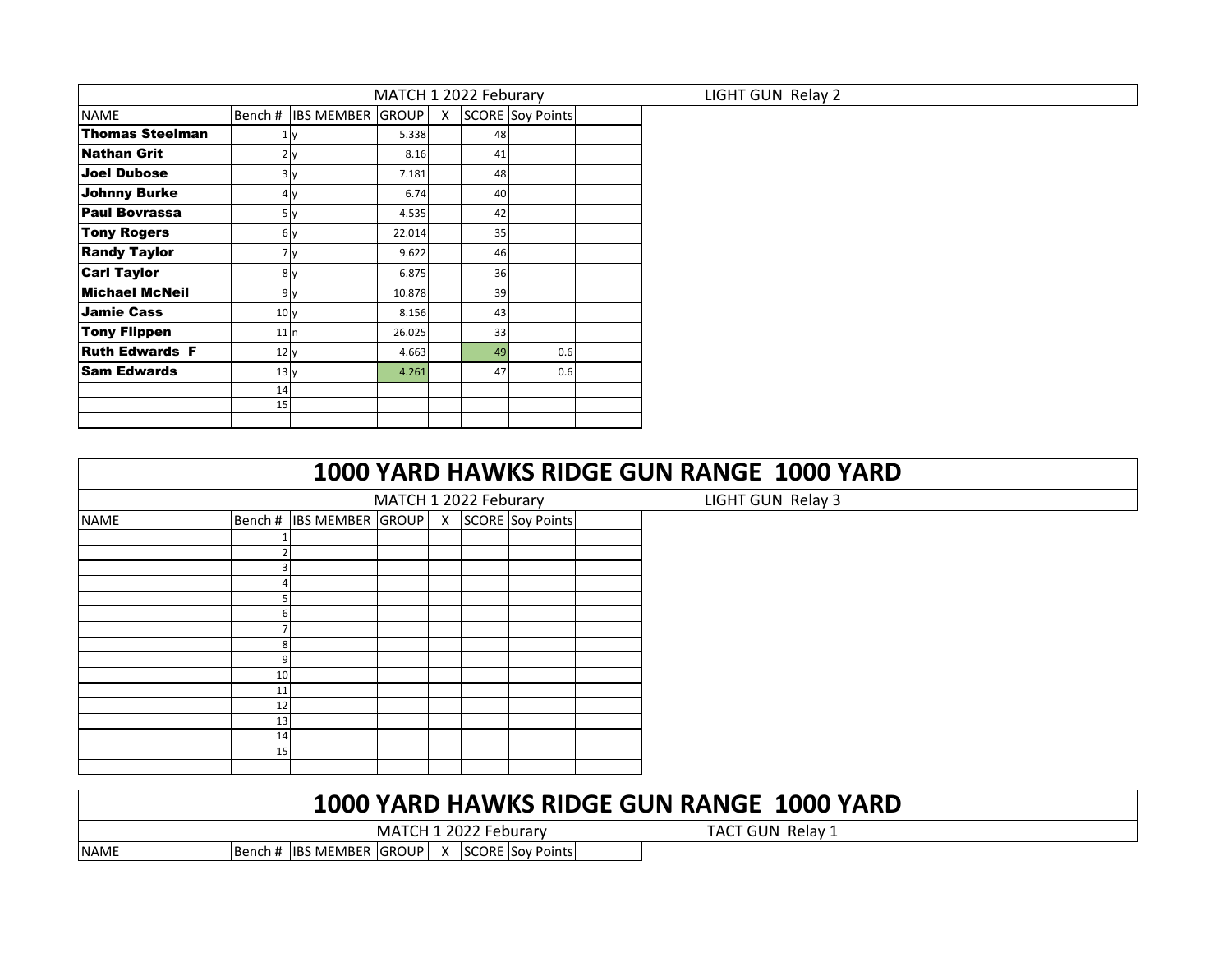| MATCH 1 2022 Feburary | | | | | | | | LIGHT GUN Relay 2 |
|---|---|---|---|---|---|---|---|---|
| NAME | Bench # | IBS MEMBER | GROUP | X | SCORE | Soy Points | | |
| **Thomas Steelman** | 1 | y | 5.338 | | 48 | | | |
| **Nathan Grit** | 2 | y | 8.16 | | 41 | | | |
| **Joel Dubose** | 3 | y | 7.181 | | 48 | | | |
| **Johnny Burke** | 4 | y | 6.74 | | 40 | | | |
| **Paul Bovrassa** | 5 | y | 4.535 | | 42 | | | |
| **Tony Rogers** | 6 | y | 22.014 | | 35 | | | |
| **Randy Taylor** | 7 | y | 9.622 | | 46 | | | |
| **Carl Taylor** | 8 | y | 6.875 | | 36 | | | |
| **Michael McNeil** | 9 | y | 10.878 | | 39 | | | |
| **Jamie Cass** | 10 | y | 8.156 | | 43 | | | |
| **Tony Flippen** | 11 | n | 26.025 | | 33 | | | |
| **Ruth Edwards F** | 12 | y | 4.663 | | 49 | 0.6 | | |
| **Sam Edwards** | 13 | y | 4.261 | | 47 | 0.6 | | |
| | 14 | | | | | | | |
| | 15 | | | | | | | |
| | | | | | | | | |

# 1000 YARD HAWKS RIDGE GUN RANGE 1000 YARD

| MATCH 1 2022 Feburary | | | | | | | | LIGHT GUN Relay 3 |
|---|---|---|---|---|---|---|---|---|
| NAME | Bench # | IBS MEMBER | GROUP | X | SCORE | Soy Points | | |
| | 1 | | | | | | | |
| | 2 | | | | | | | |
| | 3 | | | | | | | |
| | 4 | | | | | | | |
| | 5 | | | | | | | |
| | 6 | | | | | | | |
| | 7 | | | | | | | |
| | 8 | | | | | | | |
| | 9 | | | | | | | |
| | 10 | | | | | | | |
| | 11 | | | | | | | |
| | 12 | | | | | | | |
| | 13 | | | | | | | |
| | 14 | | | | | | | |
| | 15 | | | | | | | |
| | | | | | | | | |

# 1000 YARD HAWKS RIDGE GUN RANGE 1000 YARD

| MATCH 1 2022 Feburary | | | | | | | | TACT GUN Relay 1 |
|---|---|---|---|---|---|---|---|---|
| NAME | Bench # | IBS MEMBER | GROUP | X | SCORE | Soy Points | | |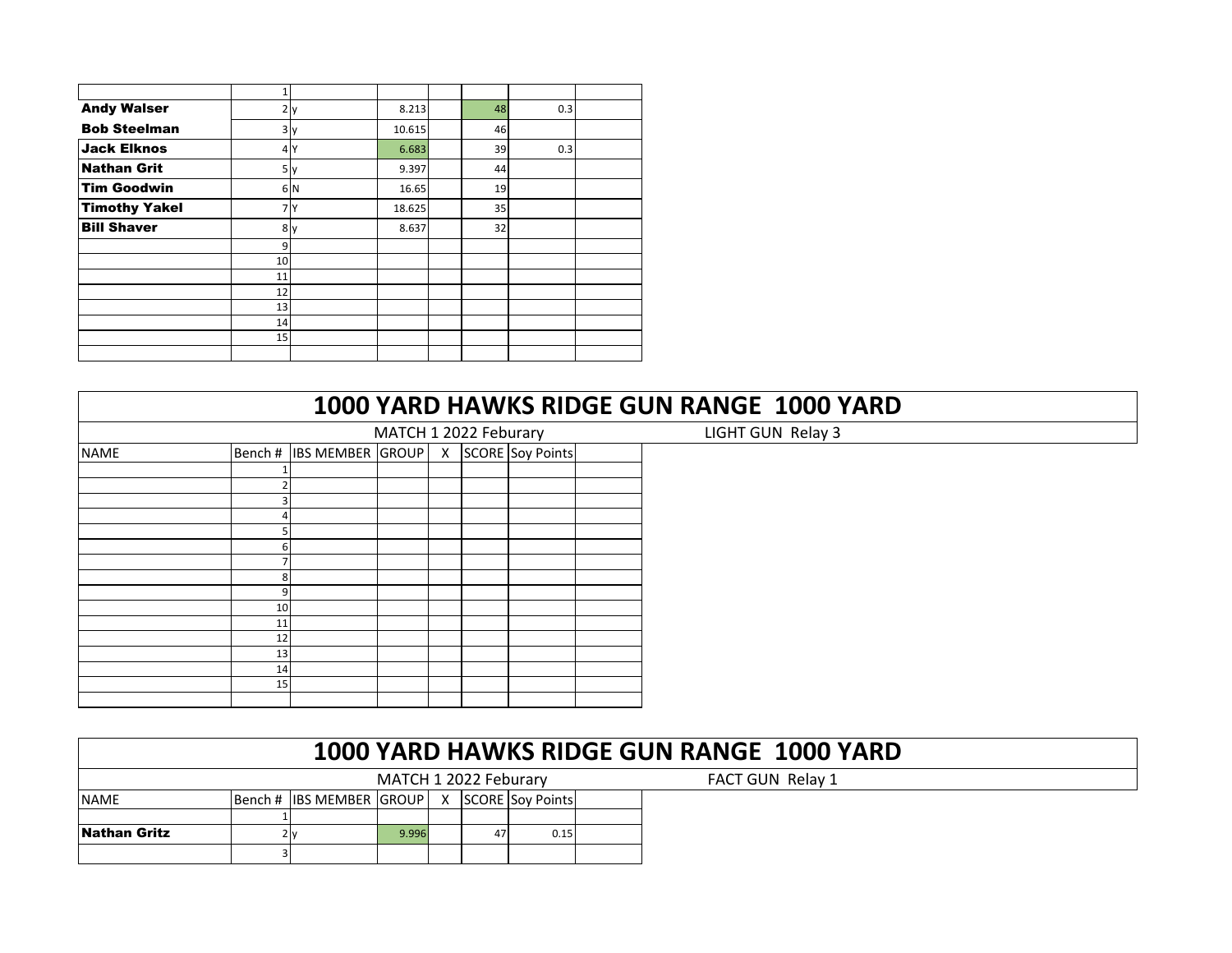| | | | | | | | |
|---|---|---|---|---|---|---|---|
| | 1 | | | | | | |
| **Andy Walser** | 2 | y | 8.213 | | 48 | 0.3 | |
| **Bob Steelman** | 3 | y | 10.615 | | 46 | | |
| **Jack Elknos** | 4 | Y | 6.683 | | 39 | 0.3 | |
| **Nathan Grit** | 5 | y | 9.397 | | 44 | | |
| **Tim Goodwin** | 6 | N | 16.65 | | 19 | | |
| **Timothy Yakel** | 7 | Y | 18.625 | | 35 | | |
| **Bill Shaver** | 8 | y | 8.637 | | 32 | | |
| | 9 | | | | | | |
| | 10 | | | | | | |
| | 11 | | | | | | |
| | 12 | | | | | | |
| | 13 | | | | | | |
| | 14 | | | | | | |
| | 15 | | | | | | |
| | | | | | | | |

# 1000 YARD HAWKS RIDGE GUN RANGE 1000 YARD

MATCH 1 2022 Feburary — LIGHT GUN Relay 3

| NAME | Bench # | IBS MEMBER | GROUP | X | SCORE | Soy Points | |
|---|---|---|---|---|---|---|---|
| | 1 | | | | | | |
| | 2 | | | | | | |
| | 3 | | | | | | |
| | 4 | | | | | | |
| | 5 | | | | | | |
| | 6 | | | | | | |
| | 7 | | | | | | |
| | 8 | | | | | | |
| | 9 | | | | | | |
| | 10 | | | | | | |
| | 11 | | | | | | |
| | 12 | | | | | | |
| | 13 | | | | | | |
| | 14 | | | | | | |
| | 15 | | | | | | |
| | | | | | | | |

# 1000 YARD HAWKS RIDGE GUN RANGE 1000 YARD

MATCH 1 2022 Feburary — FACT GUN Relay 1

| NAME | Bench # | IBS MEMBER | GROUP | X | SCORE | Soy Points | |
|---|---|---|---|---|---|---|---|
| | 1 | | | | | | |
| **Nathan Gritz** | 2 | y | 9.996 | | 47 | 0.15 | |
| | 3 | | | | | | |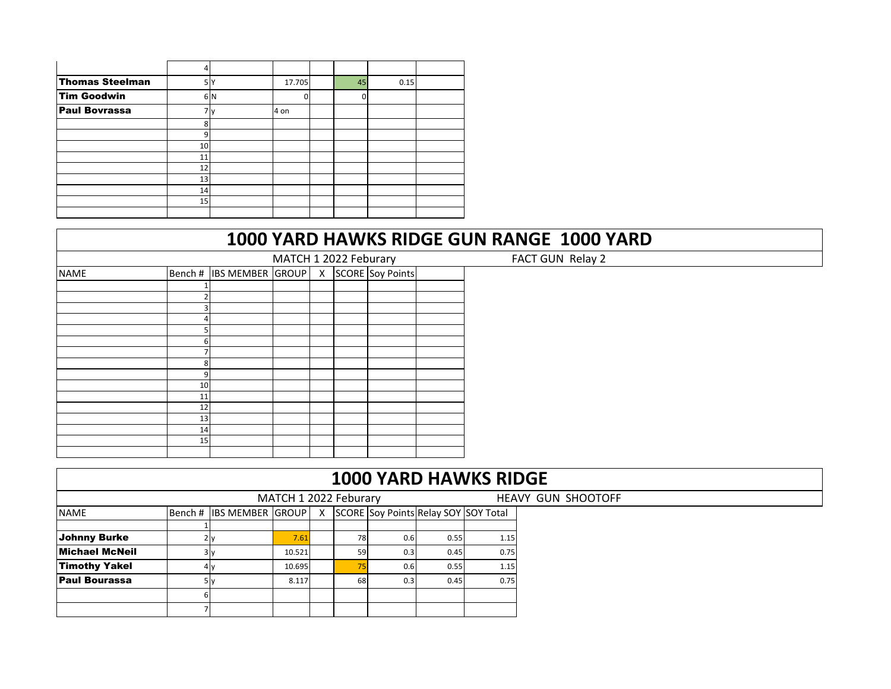| | | | | | | | |
|---|---|---|---|---|---|---|---|
| | 4 | | | | | | |
| **Thomas Steelman** | 5 | Y | 17.705 | | 45 | 0.15 | |
| **Tim Goodwin** | 6 | N | 0 | | 0 | | |
| **Paul Bovrassa** | 7 | y | 4 on | | | | |
| | 8 | | | | | | |
| | 9 | | | | | | |
| | 10 | | | | | | |
| | 11 | | | | | | |
| | 12 | | | | | | |
| | 13 | | | | | | |
| | 14 | | | | | | |
| | 15 | | | | | | |
| | | | | | | | |

# 1000 YARD HAWKS RIDGE GUN RANGE 1000 YARD

MATCH 1 2022 Feburary — FACT GUN Relay 2

| NAME | Bench # | IBS MEMBER | GROUP | X | SCORE | Soy Points | |
|---|---|---|---|---|---|---|---|
| | 1 | | | | | | |
| | 2 | | | | | | |
| | 3 | | | | | | |
| | 4 | | | | | | |
| | 5 | | | | | | |
| | 6 | | | | | | |
| | 7 | | | | | | |
| | 8 | | | | | | |
| | 9 | | | | | | |
| | 10 | | | | | | |
| | 11 | | | | | | |
| | 12 | | | | | | |
| | 13 | | | | | | |
| | 14 | | | | | | |
| | 15 | | | | | | |
| | | | | | | | |

# 1000 YARD HAWKS RIDGE

MATCH 1 2022 Feburary — HEAVY GUN SHOOTOFF

| NAME | Bench # | IBS MEMBER | GROUP | X | SCORE | Soy Points | Relay SOY | SOY Total |
|---|---|---|---|---|---|---|---|---|
| | 1 | | | | | | | |
| **Johnny Burke** | 2 | y | 7.61 | | 78 | 0.6 | 0.55 | 1.15 |
| **Michael McNeil** | 3 | y | 10.521 | | 59 | 0.3 | 0.45 | 0.75 |
| **Timothy Yakel** | 4 | y | 10.695 | | 75 | 0.6 | 0.55 | 1.15 |
| **Paul Bourassa** | 5 | y | 8.117 | | 68 | 0.3 | 0.45 | 0.75 |
| | 6 | | | | | | | |
| | 7 | | | | | | | |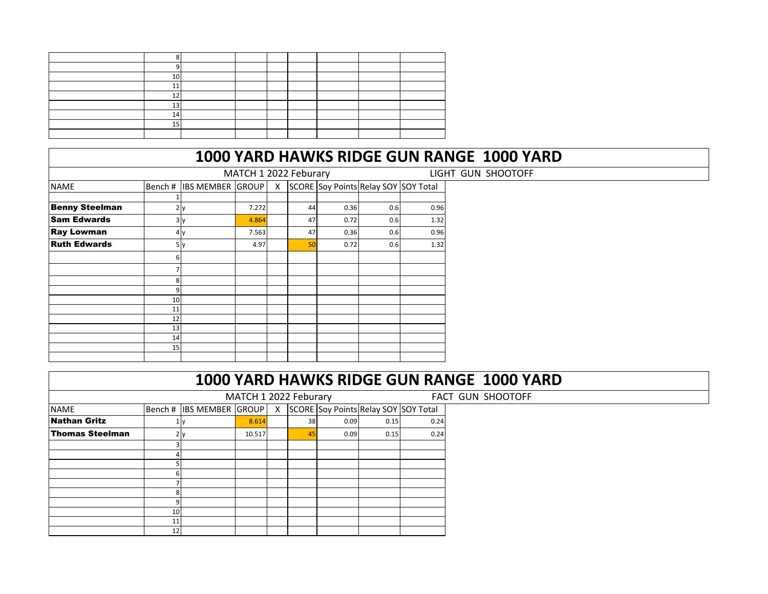| | 8 | | | | | | | |
|---|---|---|---|---|---|---|---|---|
| | 9 | | | | | | | |
| | 10 | | | | | | | |
| | 11 | | | | | | | |
| | 12 | | | | | | | |
| | 13 | | | | | | | |
| | 14 | | | | | | | |
| | 15 | | | | | | | |
| | | | | | | | | |

# 1000 YARD HAWKS RIDGE GUN RANGE 1000 YARD

MATCH 1 2022 Feburary — LIGHT GUN SHOOTOFF

| NAME | Bench # | IBS MEMBER | GROUP | X | SCORE | Soy Points | Relay SOY | SOY Total |
|---|---|---|---|---|---|---|---|---|
| | 1 | | | | | | | |
| **Benny Steelman** | 2 | y | 7.272 | | 44 | 0.36 | 0.6 | 0.96 |
| **Sam Edwards** | 3 | y | 4.864 | | 47 | 0.72 | 0.6 | 1.32 |
| **Ray Lowman** | 4 | y | 7.563 | | 47 | 0.36 | 0.6 | 0.96 |
| **Ruth Edwards** | 5 | y | 4.97 | | 50 | 0.72 | 0.6 | 1.32 |
| | 6 | | | | | | | |
| | 7 | | | | | | | |
| | 8 | | | | | | | |
| | 9 | | | | | | | |
| | 10 | | | | | | | |
| | 11 | | | | | | | |
| | 12 | | | | | | | |
| | 13 | | | | | | | |
| | 14 | | | | | | | |
| | 15 | | | | | | | |
| | | | | | | | | |

# 1000 YARD HAWKS RIDGE GUN RANGE 1000 YARD

MATCH 1 2022 Feburary — FACT GUN SHOOTOFF

| NAME | Bench # | IBS MEMBER | GROUP | X | SCORE | Soy Points | Relay SOY | SOY Total |
|---|---|---|---|---|---|---|---|---|
| **Nathan Gritz** | 1 | y | 8.614 | | 38 | 0.09 | 0.15 | 0.24 |
| **Thomas Steelman** | 2 | y | 10.517 | | 45 | 0.09 | 0.15 | 0.24 |
| | 3 | | | | | | | |
| | 4 | | | | | | | |
| | 5 | | | | | | | |
| | 6 | | | | | | | |
| | 7 | | | | | | | |
| | 8 | | | | | | | |
| | 9 | | | | | | | |
| | 10 | | | | | | | |
| | 11 | | | | | | | |
| | 12 | | | | | | | |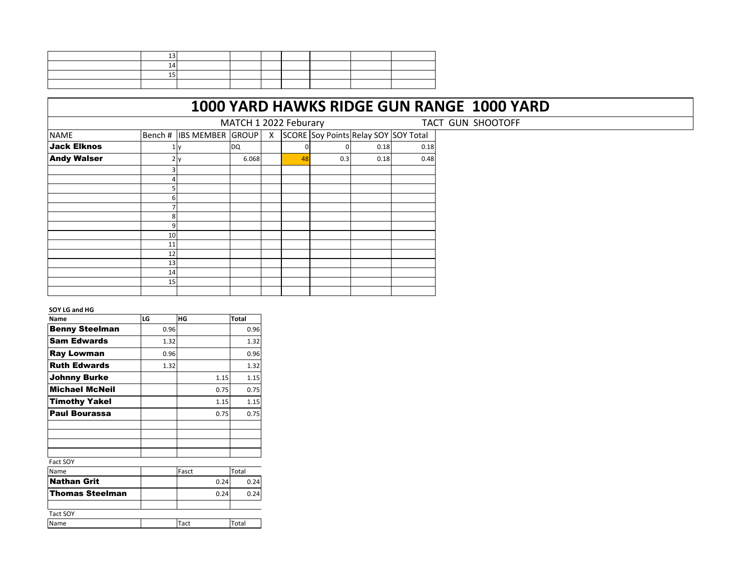| | | | | | | | | |
|---|---|---|---|---|---|---|---|---|
| | 13 | | | | | | | |
| | 14 | | | | | | | |
| | 15 | | | | | | | |
| | | | | | | | | |

# 1000 YARD HAWKS RIDGE GUN RANGE 1000 YARD

MATCH 1 2022 Feburary — TACT GUN SHOOTOFF

| NAME | Bench # | IBS MEMBER | GROUP | X | SCORE | Soy Points | Relay SOY | SOY Total |
|---|---|---|---|---|---|---|---|---|
| **Jack Elknos** | 1 | y | DQ | | 0 | 0 | 0.18 | 0.18 |
| **Andy Walser** | 2 | y | 6.068 | | 48 | 0.3 | 0.18 | 0.48 |
| | 3 | | | | | | | |
| | 4 | | | | | | | |
| | 5 | | | | | | | |
| | 6 | | | | | | | |
| | 7 | | | | | | | |
| | 8 | | | | | | | |
| | 9 | | | | | | | |
| | 10 | | | | | | | |
| | 11 | | | | | | | |
| | 12 | | | | | | | |
| | 13 | | | | | | | |
| | 14 | | | | | | | |
| | 15 | | | | | | | |
| | | | | | | | | |

**SOY LG and HG**

| Name | LG | HG | Total |
|---|---|---|---|
| **Benny Steelman** | 0.96 | | 0.96 |
| **Sam Edwards** | 1.32 | | 1.32 |
| **Ray Lowman** | 0.96 | | 0.96 |
| **Ruth Edwards** | 1.32 | | 1.32 |
| **Johnny Burke** | | 1.15 | 1.15 |
| **Michael McNeil** | | 0.75 | 0.75 |
| **Timothy Yakel** | | 1.15 | 1.15 |
| **Paul Bourassa** | | 0.75 | 0.75 |
| | | | |
| | | | |
| | | | |
| | | | |

Fact SOY

| Name | | Fasct | Total |
|---|---|---|---|
| **Nathan Grit** | | 0.24 | 0.24 |
| **Thomas Steelman** | | 0.24 | 0.24 |
| | | | |

Tact SOY

| Name | | Tact | Total |
|---|---|---|---|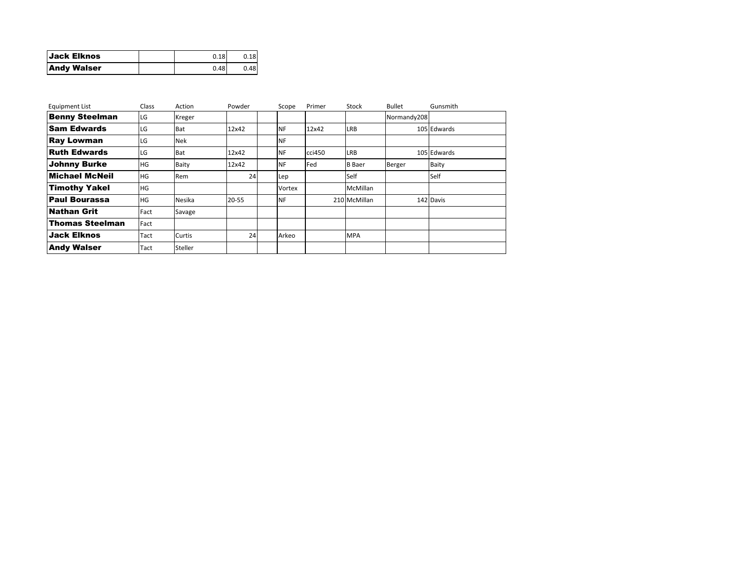| | | | |
|---|---|---|---|
| **Jack Elknos** | | 0.18 | 0.18 |
| **Andy Walser** | | 0.48 | 0.48 |

| Equipment List | Class | Action | Powder | | Scope | Primer | Stock | Bullet | Gunsmith |
|---|---|---|---|---|---|---|---|---|---|
| **Benny Steelman** | LG | Kreger | | | | | | Normandy208 | |
| **Sam Edwards** | LG | Bat | 12x42 | | NF | 12x42 | LRB | 105 | Edwards |
| **Ray Lowman** | LG | Nek | | | NF | | | | |
| **Ruth Edwards** | LG | Bat | 12x42 | | NF | cci450 | LRB | 105 | Edwards |
| **Johnny Burke** | HG | Baity | 12x42 | | NF | Fed | B Baer | Berger | Baity |
| **Michael McNeil** | HG | Rem | 24 | | Lep | | Self | | Self |
| **Timothy Yakel** | HG | | | | Vortex | | McMillan | | |
| **Paul Bourassa** | HG | Nesika | 20-55 | | NF | 210 | McMillan | 142 | Davis |
| **Nathan Grit** | Fact | Savage | | | | | | | |
| **Thomas Steelman** | Fact | | | | | | | | |
| **Jack Elknos** | Tact | Curtis | 24 | | Arkeo | | MPA | | |
| **Andy Walser** | Tact | Steller | | | | | | | |